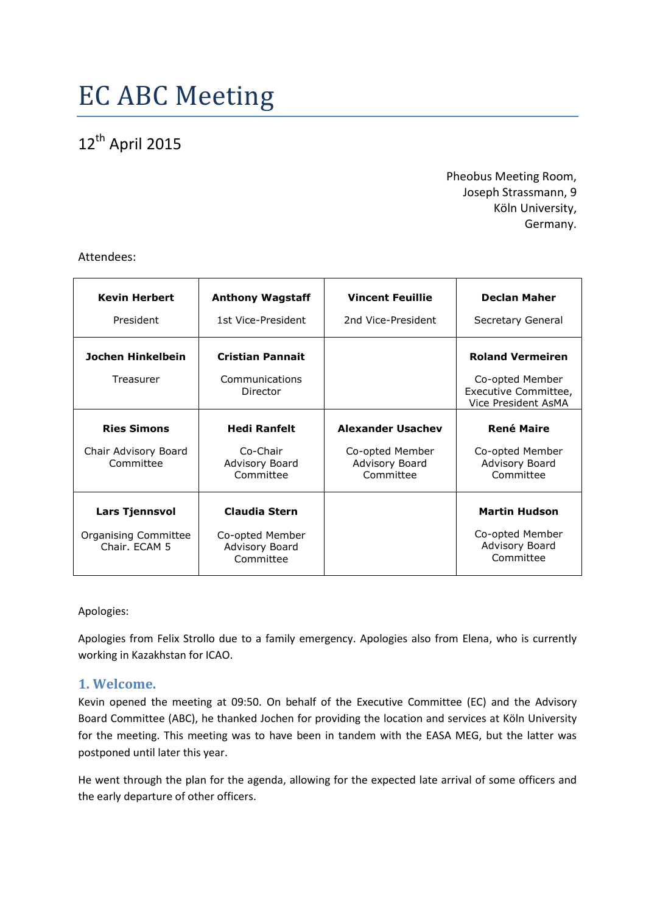# EC ABC Meeting

12th April 2015

Pheobus Meeting Room,
Joseph Strassmann, 9
Köln University,
Germany.

Attendees:

| | | | |
|---|---|---|---|
| **Kevin Herbert**<br>President | **Anthony Wagstaff**<br>1st Vice-President | **Vincent Feuillie**<br>2nd Vice-President | **Declan Maher**<br>Secretary General |
| **Jochen Hinkelbein**<br>Treasurer | **Cristian Pannait**<br>Communications Director | | **Roland Vermeiren**<br>Co-opted Member Executive Committee, Vice President AsMA |
| **Ries Simons**<br>Chair Advisory Board Committee | **Hedi Ranfelt**<br>Co-Chair Advisory Board Committee | **Alexander Usachev**<br>Co-opted Member Advisory Board Committee | **René Maire**<br>Co-opted Member Advisory Board Committee |
| **Lars Tjennsvol**<br>Organising Committee Chair. ECAM 5 | **Claudia Stern**<br>Co-opted Member Advisory Board Committee | | **Martin Hudson**<br>Co-opted Member Advisory Board Committee |

Apologies:

Apologies from Felix Strollo due to a family emergency. Apologies also from Elena, who is currently working in Kazakhstan for ICAO.

## 1. Welcome.

Kevin opened the meeting at 09:50. On behalf of the Executive Committee (EC) and the Advisory Board Committee (ABC), he thanked Jochen for providing the location and services at Köln University for the meeting. This meeting was to have been in tandem with the EASA MEG, but the latter was postponed until later this year.

He went through the plan for the agenda, allowing for the expected late arrival of some officers and the early departure of other officers.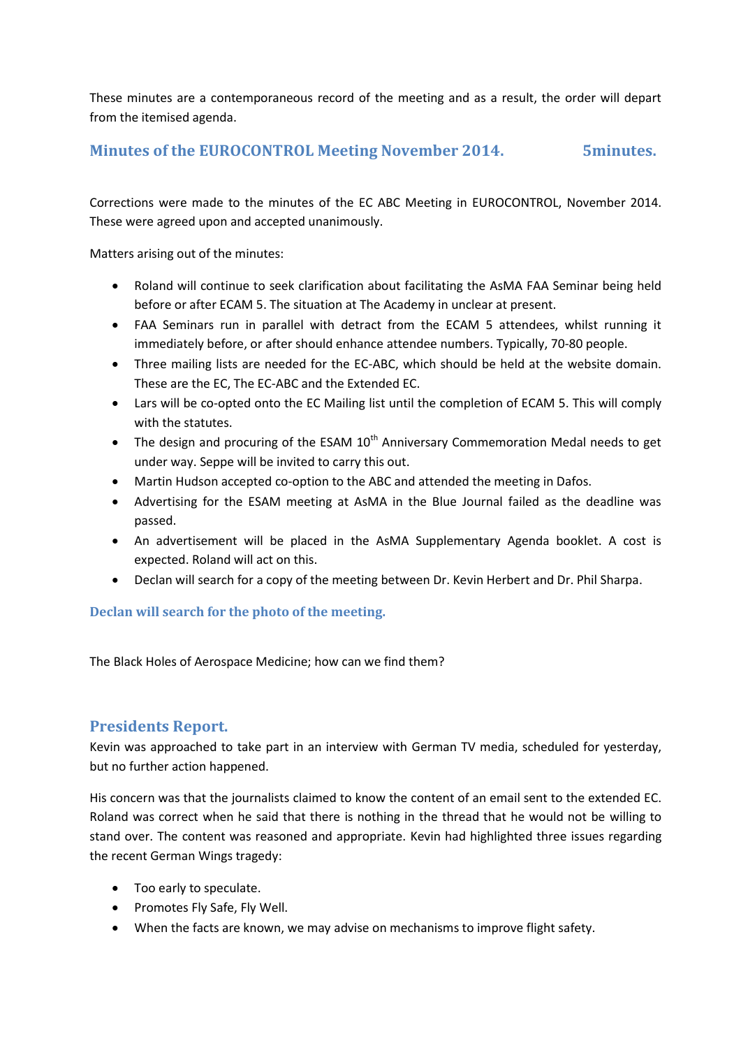These minutes are a contemporaneous record of the meeting and as a result, the order will depart from the itemised agenda.

## Minutes of the EUROCONTROL Meeting November 2014. 5minutes.

Corrections were made to the minutes of the EC ABC Meeting in EUROCONTROL, November 2014. These were agreed upon and accepted unanimously.

Matters arising out of the minutes:

- Roland will continue to seek clarification about facilitating the AsMA FAA Seminar being held before or after ECAM 5. The situation at The Academy in unclear at present.
- FAA Seminars run in parallel with detract from the ECAM 5 attendees, whilst running it immediately before, or after should enhance attendee numbers. Typically, 70-80 people.
- Three mailing lists are needed for the EC-ABC, which should be held at the website domain. These are the EC, The EC-ABC and the Extended EC.
- Lars will be co-opted onto the EC Mailing list until the completion of ECAM 5. This will comply with the statutes.
- The design and procuring of the ESAM 10th Anniversary Commemoration Medal needs to get under way. Seppe will be invited to carry this out.
- Martin Hudson accepted co-option to the ABC and attended the meeting in Dafos.
- Advertising for the ESAM meeting at AsMA in the Blue Journal failed as the deadline was passed.
- An advertisement will be placed in the AsMA Supplementary Agenda booklet. A cost is expected. Roland will act on this.
- Declan will search for a copy of the meeting between Dr. Kevin Herbert and Dr. Phil Sharpa.

### Declan will search for the photo of the meeting.

The Black Holes of Aerospace Medicine; how can we find them?

## Presidents Report.

Kevin was approached to take part in an interview with German TV media, scheduled for yesterday, but no further action happened.

His concern was that the journalists claimed to know the content of an email sent to the extended EC. Roland was correct when he said that there is nothing in the thread that he would not be willing to stand over. The content was reasoned and appropriate. Kevin had highlighted three issues regarding the recent German Wings tragedy:

- Too early to speculate.
- Promotes Fly Safe, Fly Well.
- When the facts are known, we may advise on mechanisms to improve flight safety.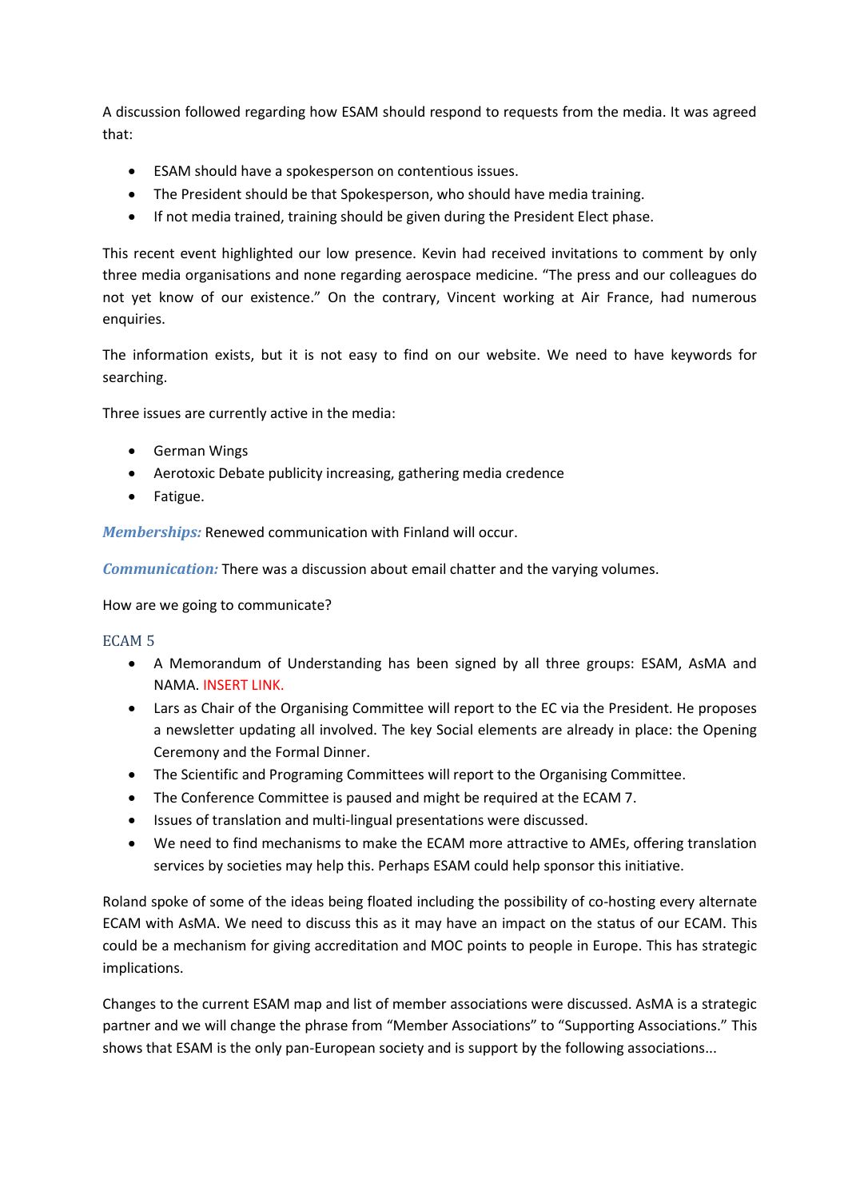A discussion followed regarding how ESAM should respond to requests from the media. It was agreed that:

- ESAM should have a spokesperson on contentious issues.
- The President should be that Spokesperson, who should have media training.
- If not media trained, training should be given during the President Elect phase.

This recent event highlighted our low presence. Kevin had received invitations to comment by only three media organisations and none regarding aerospace medicine. “The press and our colleagues do not yet know of our existence.” On the contrary, Vincent working at Air France, had numerous enquiries.

The information exists, but it is not easy to find on our website. We need to have keywords for searching.

Three issues are currently active in the media:

- German Wings
- Aerotoxic Debate publicity increasing, gathering media credence
- Fatigue.

***Memberships:*** Renewed communication with Finland will occur.

***Communication:*** There was a discussion about email chatter and the varying volumes.

How are we going to communicate?

### ECAM 5

- A Memorandum of Understanding has been signed by all three groups: ESAM, AsMA and NAMA. INSERT LINK.
- Lars as Chair of the Organising Committee will report to the EC via the President. He proposes a newsletter updating all involved. The key Social elements are already in place: the Opening Ceremony and the Formal Dinner.
- The Scientific and Programing Committees will report to the Organising Committee.
- The Conference Committee is paused and might be required at the ECAM 7.
- Issues of translation and multi-lingual presentations were discussed.
- We need to find mechanisms to make the ECAM more attractive to AMEs, offering translation services by societies may help this. Perhaps ESAM could help sponsor this initiative.

Roland spoke of some of the ideas being floated including the possibility of co-hosting every alternate ECAM with AsMA. We need to discuss this as it may have an impact on the status of our ECAM. This could be a mechanism for giving accreditation and MOC points to people in Europe. This has strategic implications.

Changes to the current ESAM map and list of member associations were discussed. AsMA is a strategic partner and we will change the phrase from “Member Associations” to “Supporting Associations.” This shows that ESAM is the only pan-European society and is support by the following associations...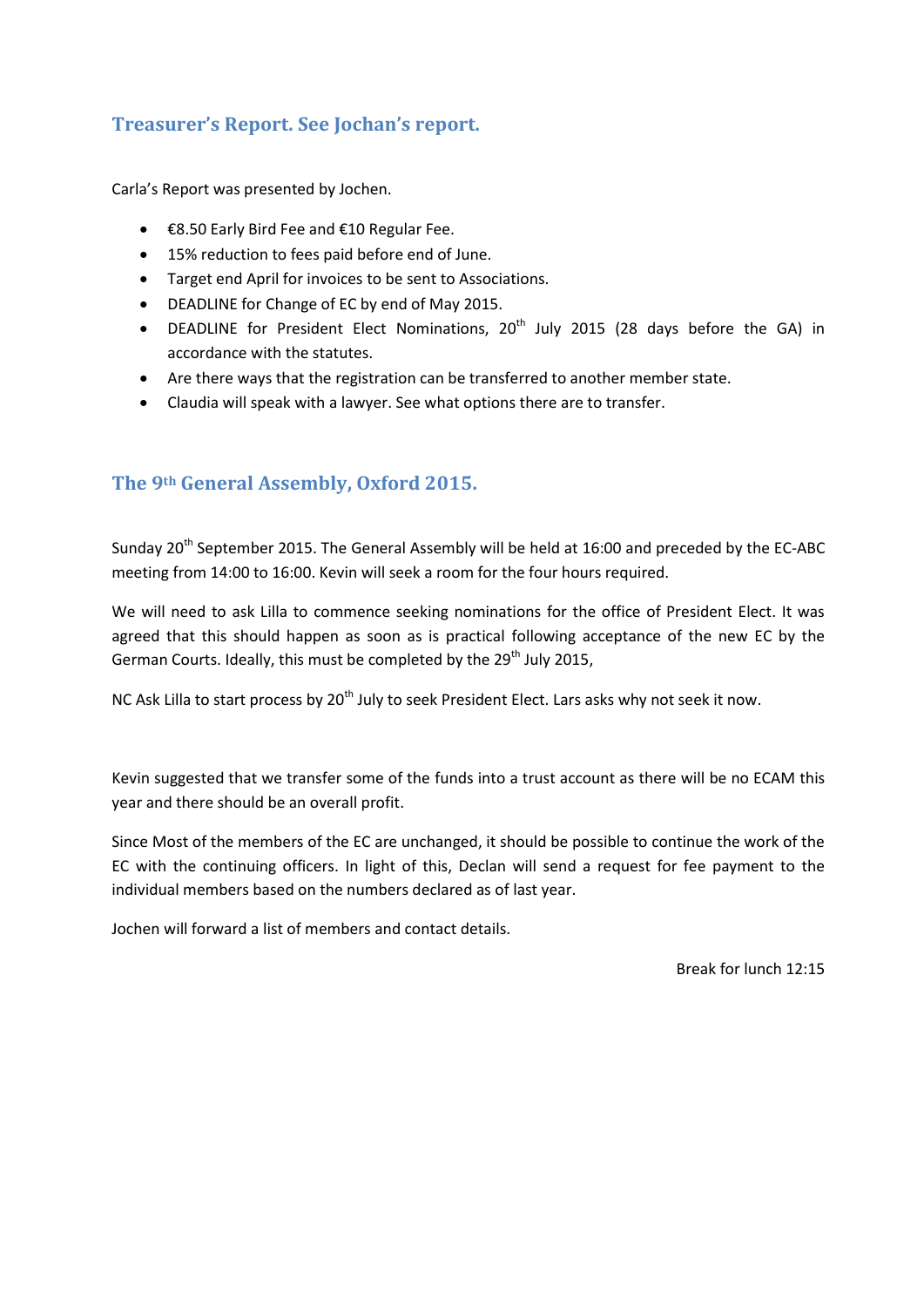## Treasurer's Report. See Jochan's report.

Carla's Report was presented by Jochen.

- €8.50 Early Bird Fee and €10 Regular Fee.
- 15% reduction to fees paid before end of June.
- Target end April for invoices to be sent to Associations.
- DEADLINE for Change of EC by end of May 2015.
- DEADLINE for President Elect Nominations, 20th July 2015 (28 days before the GA) in accordance with the statutes.
- Are there ways that the registration can be transferred to another member state.
- Claudia will speak with a lawyer. See what options there are to transfer.

## The 9th General Assembly, Oxford 2015.

Sunday 20th September 2015. The General Assembly will be held at 16:00 and preceded by the EC-ABC meeting from 14:00 to 16:00. Kevin will seek a room for the four hours required.

We will need to ask Lilla to commence seeking nominations for the office of President Elect. It was agreed that this should happen as soon as is practical following acceptance of the new EC by the German Courts. Ideally, this must be completed by the 29th July 2015,

NC Ask Lilla to start process by 20th July to seek President Elect. Lars asks why not seek it now.

Kevin suggested that we transfer some of the funds into a trust account as there will be no ECAM this year and there should be an overall profit.

Since Most of the members of the EC are unchanged, it should be possible to continue the work of the EC with the continuing officers. In light of this, Declan will send a request for fee payment to the individual members based on the numbers declared as of last year.

Jochen will forward a list of members and contact details.

Break for lunch 12:15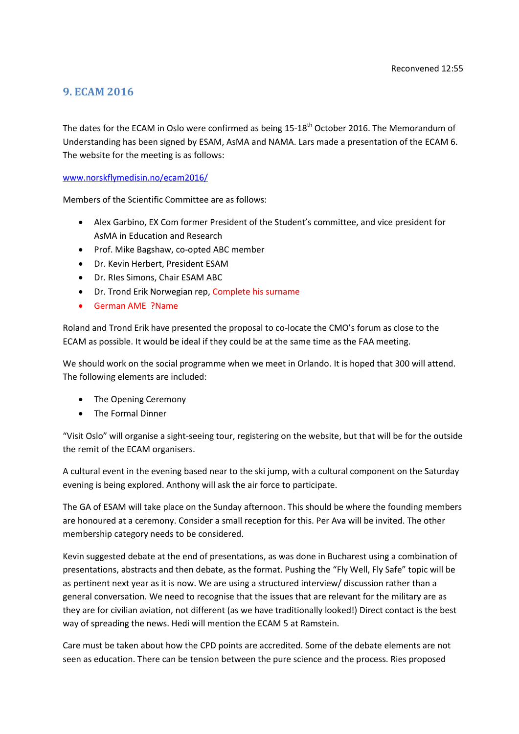Reconvened 12:55

## 9. ECAM 2016

The dates for the ECAM in Oslo were confirmed as being 15-18th October 2016. The Memorandum of Understanding has been signed by ESAM, AsMA and NAMA. Lars made a presentation of the ECAM 6. The website for the meeting is as follows:

[www.norskflymedisin.no/ecam2016/](www.norskflymedisin.no/ecam2016/)

Members of the Scientific Committee are as follows:

- Alex Garbino, EX Com former President of the Student's committee, and vice president for AsMA in Education and Research
- Prof. Mike Bagshaw, co-opted ABC member
- Dr. Kevin Herbert, President ESAM
- Dr. RIes Simons, Chair ESAM ABC
- Dr. Trond Erik Norwegian rep, Complete his surname
- German AME ?Name

Roland and Trond Erik have presented the proposal to co-locate the CMO's forum as close to the ECAM as possible. It would be ideal if they could be at the same time as the FAA meeting.

We should work on the social programme when we meet in Orlando. It is hoped that 300 will attend. The following elements are included:

- The Opening Ceremony
- The Formal Dinner

"Visit Oslo" will organise a sight-seeing tour, registering on the website, but that will be for the outside the remit of the ECAM organisers.

A cultural event in the evening based near to the ski jump, with a cultural component on the Saturday evening is being explored. Anthony will ask the air force to participate.

The GA of ESAM will take place on the Sunday afternoon. This should be where the founding members are honoured at a ceremony. Consider a small reception for this. Per Ava will be invited. The other membership category needs to be considered.

Kevin suggested debate at the end of presentations, as was done in Bucharest using a combination of presentations, abstracts and then debate, as the format. Pushing the "Fly Well, Fly Safe" topic will be as pertinent next year as it is now. We are using a structured interview/ discussion rather than a general conversation. We need to recognise that the issues that are relevant for the military are as they are for civilian aviation, not different (as we have traditionally looked!) Direct contact is the best way of spreading the news. Hedi will mention the ECAM 5 at Ramstein.

Care must be taken about how the CPD points are accredited. Some of the debate elements are not seen as education. There can be tension between the pure science and the process. Ries proposed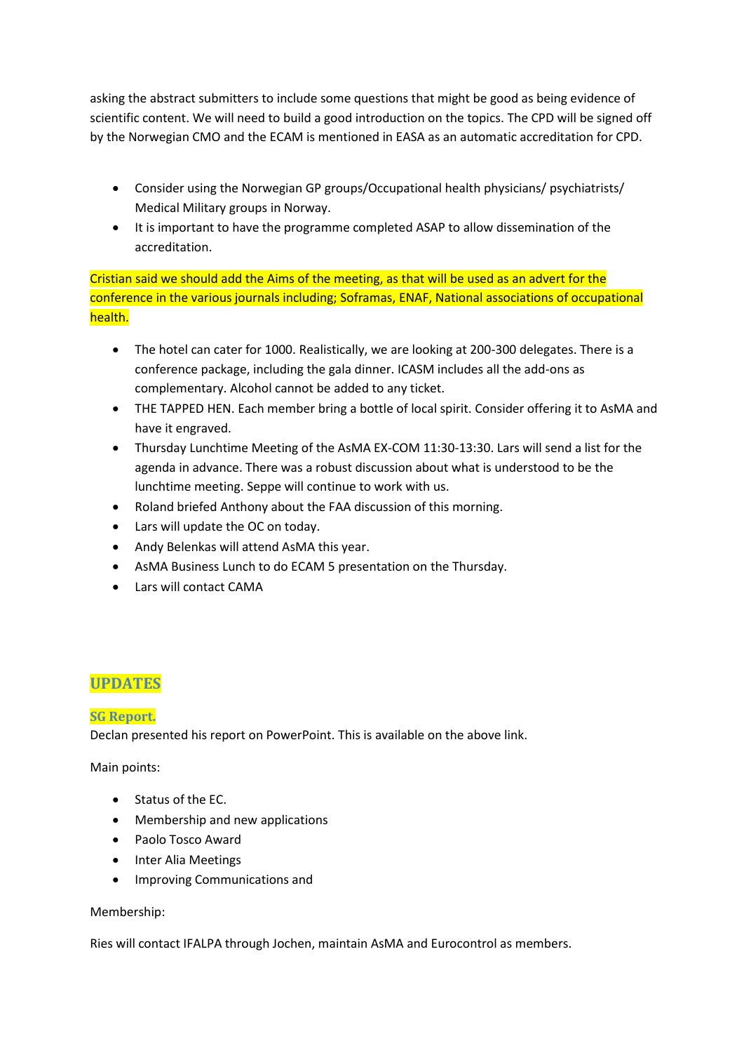asking the abstract submitters to include some questions that might be good as being evidence of scientific content. We will need to build a good introduction on the topics. The CPD will be signed off by the Norwegian CMO and the ECAM is mentioned in EASA as an automatic accreditation for CPD.

- Consider using the Norwegian GP groups/Occupational health physicians/ psychiatrists/ Medical Military groups in Norway.
- It is important to have the programme completed ASAP to allow dissemination of the accreditation.

Cristian said we should add the Aims of the meeting, as that will be used as an advert for the conference in the various journals including; Soframas, ENAF, National associations of occupational health.

- The hotel can cater for 1000. Realistically, we are looking at 200-300 delegates. There is a conference package, including the gala dinner. ICASM includes all the add-ons as complementary. Alcohol cannot be added to any ticket.
- THE TAPPED HEN. Each member bring a bottle of local spirit. Consider offering it to AsMA and have it engraved.
- Thursday Lunchtime Meeting of the AsMA EX-COM 11:30-13:30. Lars will send a list for the agenda in advance. There was a robust discussion about what is understood to be the lunchtime meeting. Seppe will continue to work with us.
- Roland briefed Anthony about the FAA discussion of this morning.
- Lars will update the OC on today.
- Andy Belenkas will attend AsMA this year.
- AsMA Business Lunch to do ECAM 5 presentation on the Thursday.
- Lars will contact CAMA

## UPDATES

### SG Report.

Declan presented his report on PowerPoint. This is available on the above link.

Main points:

- Status of the EC.
- Membership and new applications
- Paolo Tosco Award
- Inter Alia Meetings
- Improving Communications and

Membership:

Ries will contact IFALPA through Jochen, maintain AsMA and Eurocontrol as members.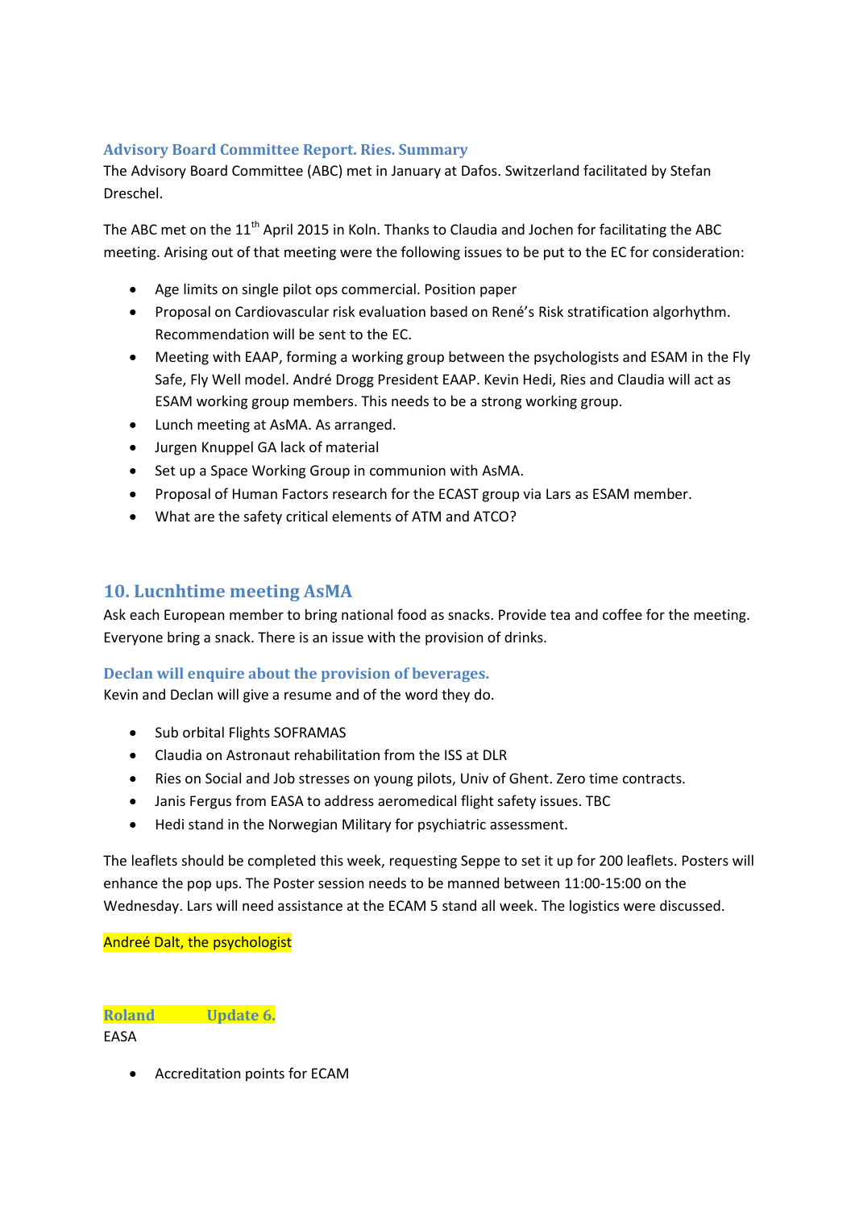### Advisory Board Committee Report. Ries. Summary

The Advisory Board Committee (ABC) met in January at Dafos. Switzerland facilitated by Stefan Dreschel.

The ABC met on the 11th April 2015 in Koln. Thanks to Claudia and Jochen for facilitating the ABC meeting. Arising out of that meeting were the following issues to be put to the EC for consideration:

- Age limits on single pilot ops commercial. Position paper
- Proposal on Cardiovascular risk evaluation based on René's Risk stratification algorhythm. Recommendation will be sent to the EC.
- Meeting with EAAP, forming a working group between the psychologists and ESAM in the Fly Safe, Fly Well model. André Drogg President EAAP. Kevin Hedi, Ries and Claudia will act as ESAM working group members. This needs to be a strong working group.
- Lunch meeting at AsMA. As arranged.
- Jurgen Knuppel GA lack of material
- Set up a Space Working Group in communion with AsMA.
- Proposal of Human Factors research for the ECAST group via Lars as ESAM member.
- What are the safety critical elements of ATM and ATCO?

## 10. Lucnhtime meeting AsMA

Ask each European member to bring national food as snacks. Provide tea and coffee for the meeting. Everyone bring a snack. There is an issue with the provision of drinks.

### Declan will enquire about the provision of beverages.

Kevin and Declan will give a resume and of the word they do.

- Sub orbital Flights SOFRAMAS
- Claudia on Astronaut rehabilitation from the ISS at DLR
- Ries on Social and Job stresses on young pilots, Univ of Ghent. Zero time contracts.
- Janis Fergus from EASA to address aeromedical flight safety issues. TBC
- Hedi stand in the Norwegian Military for psychiatric assessment.

The leaflets should be completed this week, requesting Seppe to set it up for 200 leaflets. Posters will enhance the pop ups. The Poster session needs to be manned between 11:00-15:00 on the Wednesday. Lars will need assistance at the ECAM 5 stand all week. The logistics were discussed.

Andreé Dalt, the psychologist

### Roland Update 6.

EASA

- Accreditation points for ECAM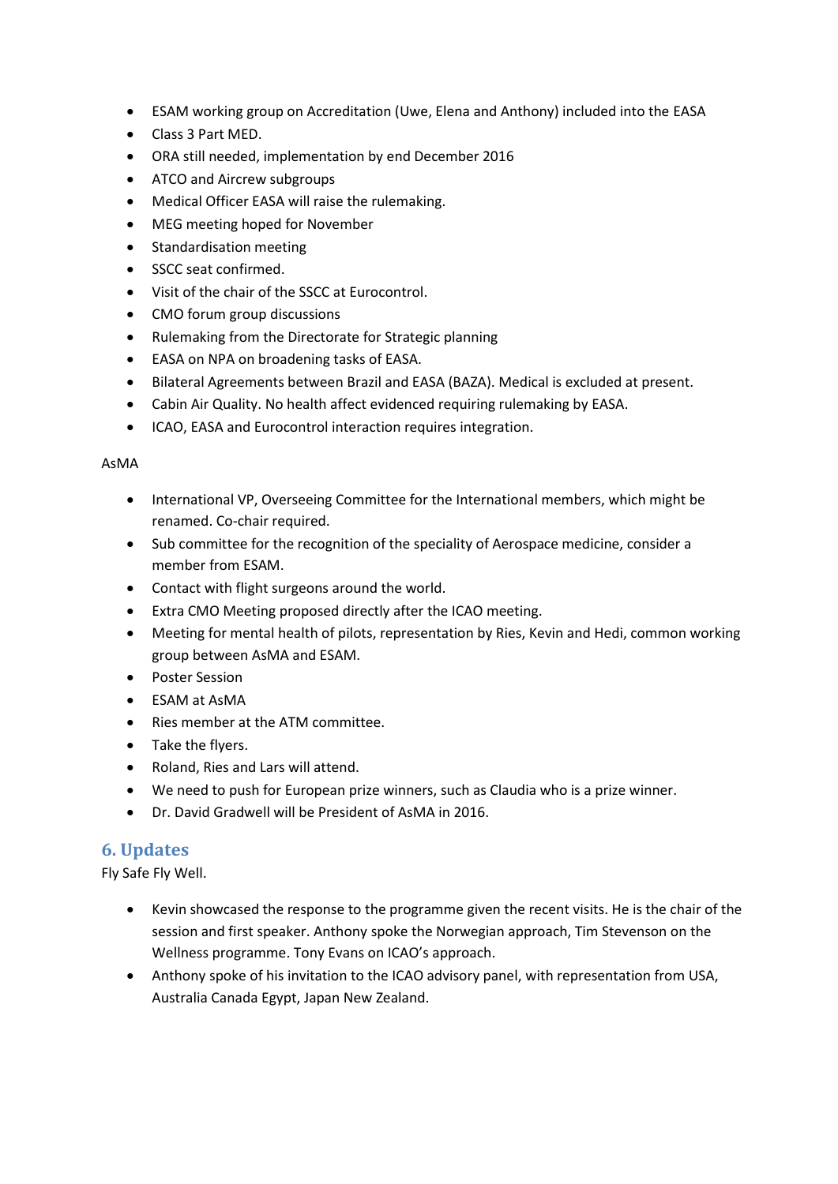- ESAM working group on Accreditation (Uwe, Elena and Anthony) included into the EASA
- Class 3 Part MED.
- ORA still needed, implementation by end December 2016
- ATCO and Aircrew subgroups
- Medical Officer EASA will raise the rulemaking.
- MEG meeting hoped for November
- Standardisation meeting
- SSCC seat confirmed.
- Visit of the chair of the SSCC at Eurocontrol.
- CMO forum group discussions
- Rulemaking from the Directorate for Strategic planning
- EASA on NPA on broadening tasks of EASA.
- Bilateral Agreements between Brazil and EASA (BAZA). Medical is excluded at present.
- Cabin Air Quality. No health affect evidenced requiring rulemaking by EASA.
- ICAO, EASA and Eurocontrol interaction requires integration.

AsMA

- International VP, Overseeing Committee for the International members, which might be renamed. Co-chair required.
- Sub committee for the recognition of the speciality of Aerospace medicine, consider a member from ESAM.
- Contact with flight surgeons around the world.
- Extra CMO Meeting proposed directly after the ICAO meeting.
- Meeting for mental health of pilots, representation by Ries, Kevin and Hedi, common working group between AsMA and ESAM.
- Poster Session
- ESAM at AsMA
- Ries member at the ATM committee.
- Take the flyers.
- Roland, Ries and Lars will attend.
- We need to push for European prize winners, such as Claudia who is a prize winner.
- Dr. David Gradwell will be President of AsMA in 2016.

## 6. Updates

Fly Safe Fly Well.

- Kevin showcased the response to the programme given the recent visits. He is the chair of the session and first speaker. Anthony spoke the Norwegian approach, Tim Stevenson on the Wellness programme. Tony Evans on ICAO's approach.
- Anthony spoke of his invitation to the ICAO advisory panel, with representation from USA, Australia Canada Egypt, Japan New Zealand.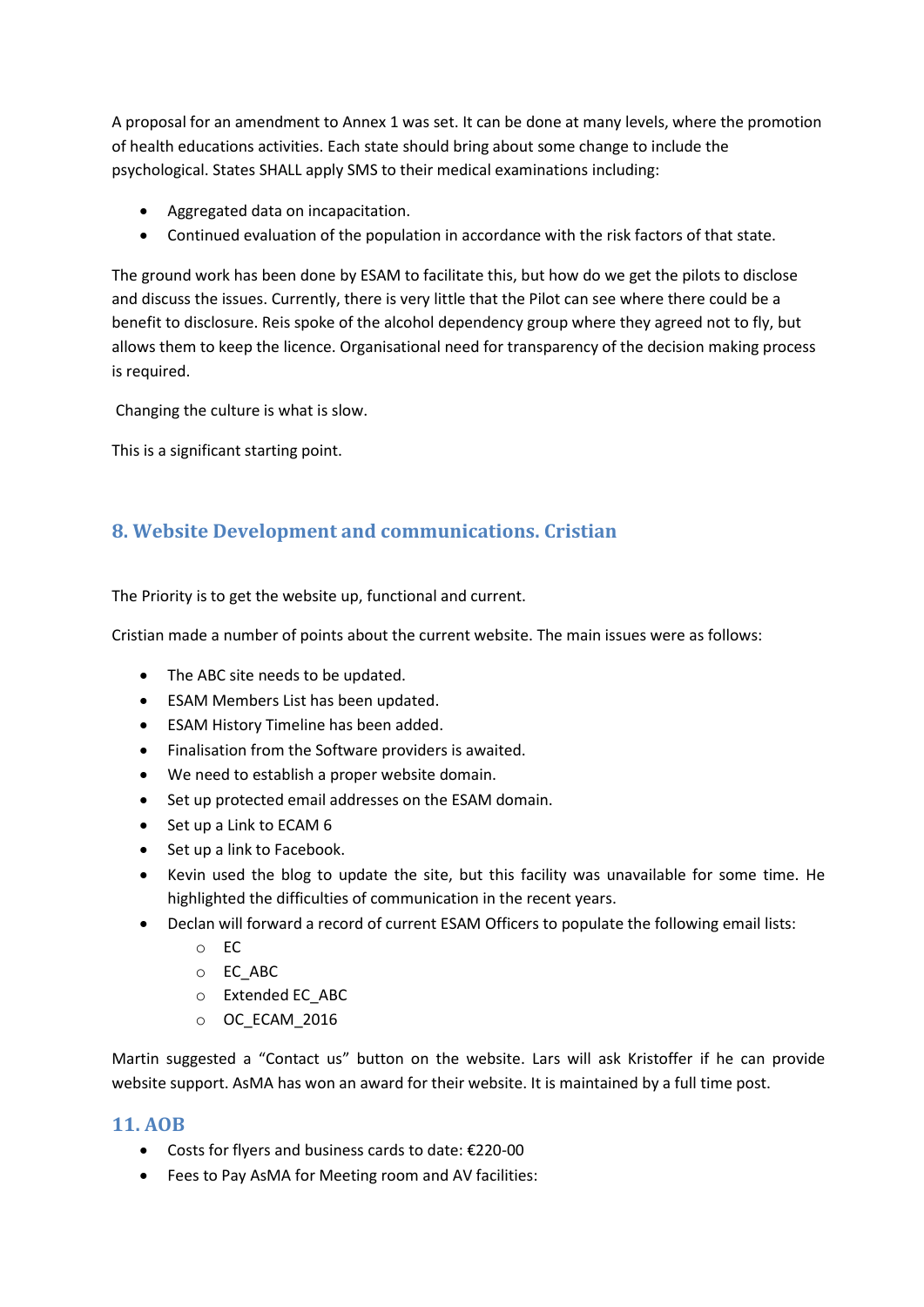A proposal for an amendment to Annex 1 was set. It can be done at many levels, where the promotion of health educations activities. Each state should bring about some change to include the psychological. States SHALL apply SMS to their medical examinations including:

- Aggregated data on incapacitation.
- Continued evaluation of the population in accordance with the risk factors of that state.

The ground work has been done by ESAM to facilitate this, but how do we get the pilots to disclose and discuss the issues. Currently, there is very little that the Pilot can see where there could be a benefit to disclosure. Reis spoke of the alcohol dependency group where they agreed not to fly, but allows them to keep the licence. Organisational need for transparency of the decision making process is required.

Changing the culture is what is slow.

This is a significant starting point.

## 8. Website Development and communications. Cristian

The Priority is to get the website up, functional and current.

Cristian made a number of points about the current website. The main issues were as follows:

- The ABC site needs to be updated.
- ESAM Members List has been updated.
- ESAM History Timeline has been added.
- Finalisation from the Software providers is awaited.
- We need to establish a proper website domain.
- Set up protected email addresses on the ESAM domain.
- Set up a Link to ECAM 6
- Set up a link to Facebook.
- Kevin used the blog to update the site, but this facility was unavailable for some time. He highlighted the difficulties of communication in the recent years.
- Declan will forward a record of current ESAM Officers to populate the following email lists:
  - EC
  - EC_ABC
  - Extended EC_ABC
  - OC_ECAM_2016

Martin suggested a "Contact us" button on the website. Lars will ask Kristoffer if he can provide website support. AsMA has won an award for their website. It is maintained by a full time post.

## 11. AOB

- Costs for flyers and business cards to date: €220-00
- Fees to Pay AsMA for Meeting room and AV facilities: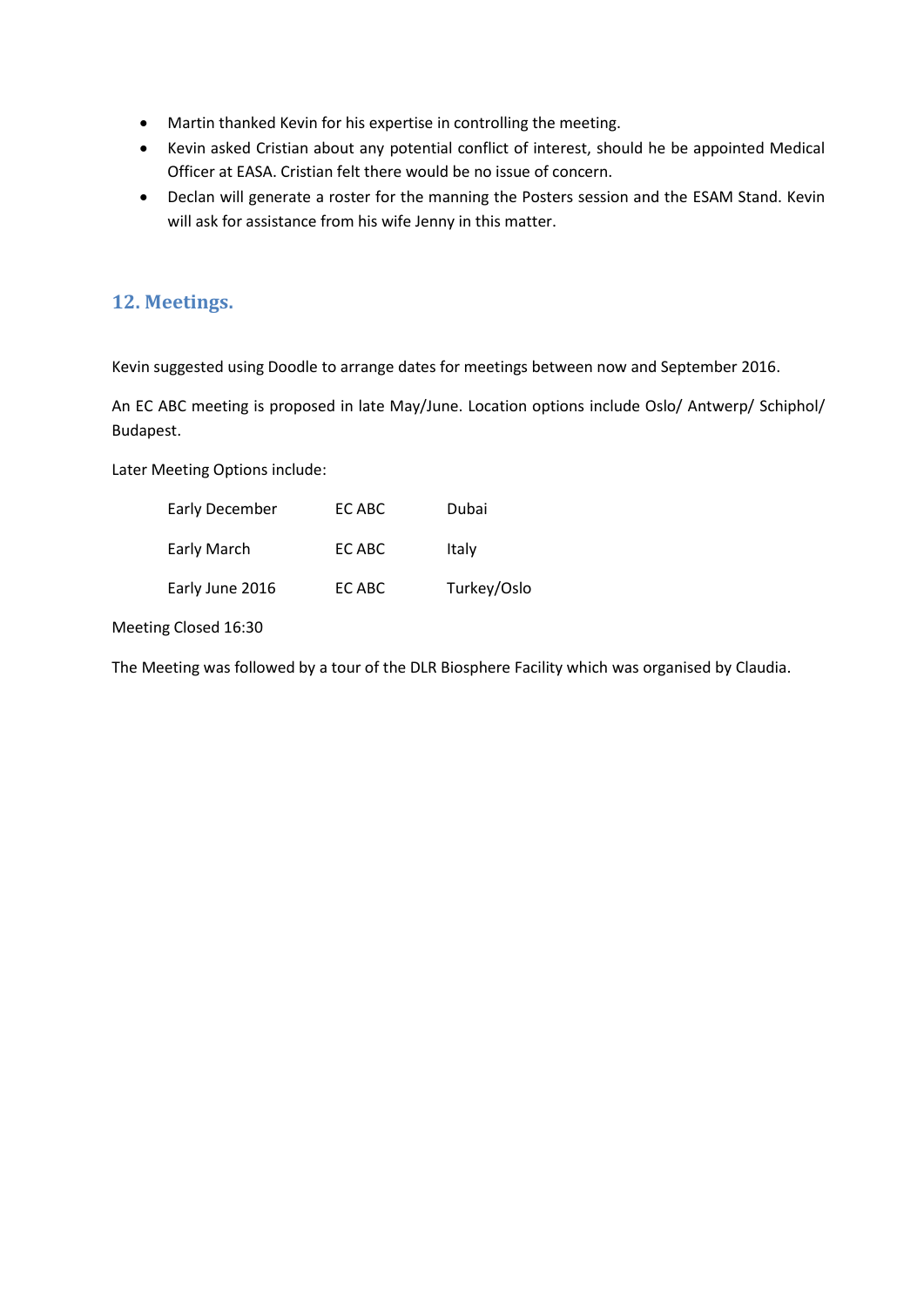- Martin thanked Kevin for his expertise in controlling the meeting.
- Kevin asked Cristian about any potential conflict of interest, should he be appointed Medical Officer at EASA. Cristian felt there would be no issue of concern.
- Declan will generate a roster for the manning the Posters session and the ESAM Stand. Kevin will ask for assistance from his wife Jenny in this matter.

## 12. Meetings.

Kevin suggested using Doodle to arrange dates for meetings between now and September 2016.

An EC ABC meeting is proposed in late May/June. Location options include Oslo/ Antwerp/ Schiphol/ Budapest.

Later Meeting Options include:

| | | |
|---|---|---|
| Early December | EC ABC | Dubai |
| Early March | EC ABC | Italy |
| Early June 2016 | EC ABC | Turkey/Oslo |

Meeting Closed 16:30

The Meeting was followed by a tour of the DLR Biosphere Facility which was organised by Claudia.